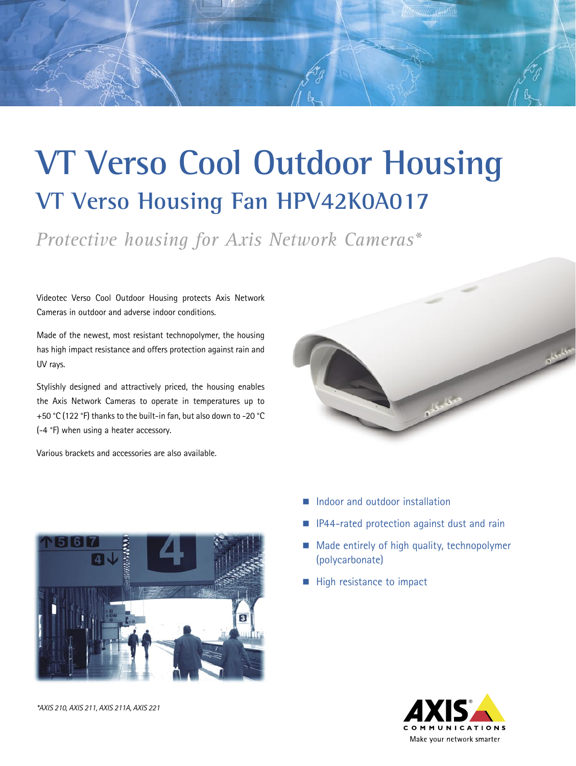# VT Verso Cool Outdoor Housing

## VT Verso Housing Fan HPV42K0A017

*Protective housing for Axis Network Cameras**

Videotec Verso Cool Outdoor Housing protects Axis Network Cameras in outdoor and adverse indoor conditions.

Made of the newest, most resistant technopolymer, the housing has high impact resistance and offers protection against rain and UV rays.

Stylishly designed and attractively priced, the housing enables the Axis Network Cameras to operate in temperatures up to +50 °C (122 °F) thanks to the built-in fan, but also down to -20 °C (-4 °F) when using a heater accessory.

Various brackets and accessories are also available.

- Indoor and outdoor installation
- IP44-rated protection against dust and rain
- Made entirely of high quality, technopolymer (polycarbonate)
- High resistance to impact

*AXIS 210, AXIS 211, AXIS 211A, AXIS 221*

AXIS COMMUNICATIONS

Make your network smarter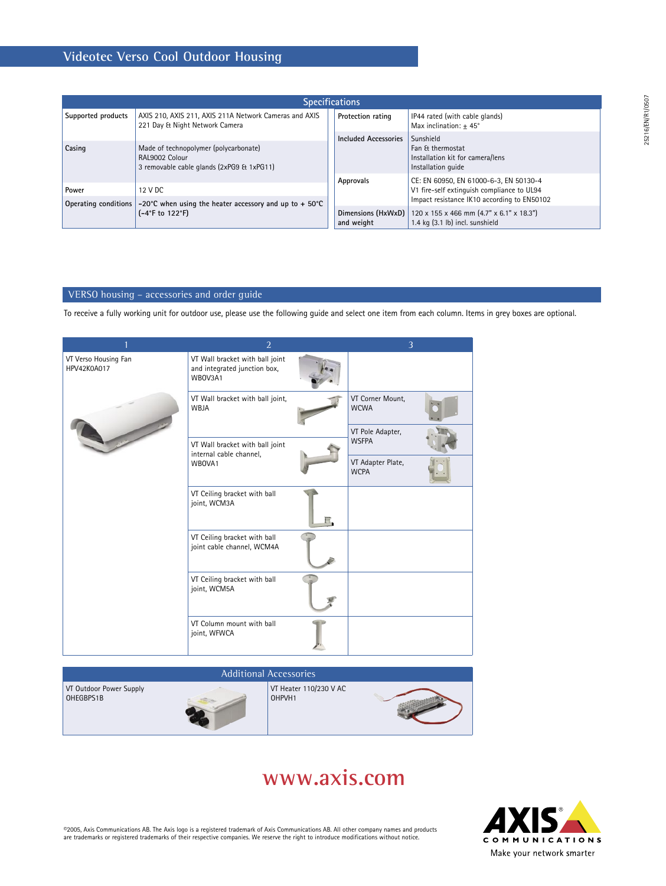# Videotec Verso Cool Outdoor Housing

| Specifications | | | |
|---|---|---|---|
| Supported products | AXIS 210, AXIS 211, AXIS 211A Network Cameras and AXIS 221 Day & Night Network Camera | Protection rating | IP44 rated (with cable glands)<br>Max inclination: ± 45° |
| Casing | Made of technopolymer (polycarbonate)<br>RAL9002 Colour<br>3 removable cable glands (2xPG9 & 1xPG11) | Included Accessories | Sunshield<br>Fan & thermostat<br>Installation kit for camera/lens<br>Installation guide |
| Power | 12 V DC | Approvals | CE: EN 60950, EN 61000-6-3, EN 50130-4<br>V1 fire-self extinguish compliance to UL94<br>Impact resistance IK10 according to EN50102 |
| Operating conditions | -20°C when using the heater accessory and up to + 50°C (-4°F to 122°F) | Dimensions (HxWxD) and weight | 120 x 155 x 466 mm (4.7" x 6.1" x 18.3")<br>1.4 kg (3.1 lb) incl. sunshield |

## VERSO housing – accessories and order guide

To receive a fully working unit for outdoor use, please use the following guide and select one item from each column. Items in grey boxes are optional.

| 1 | 2 | 3 |
|---|---|---|
| VT Verso Housing Fan HPV42K0A017 | VT Wall bracket with ball joint and integrated junction box, WBOV3A1 | |
| | VT Wall bracket with ball joint, WBJA | VT Corner Mount, WCWA |
| | | VT Pole Adapter, WSFPA |
| | VT Wall bracket with ball joint internal cable channel, WBOVA1 | VT Adapter Plate, WCPA |
| | VT Ceiling bracket with ball joint, WCM3A | |
| | VT Ceiling bracket with ball joint cable channel, WCM4A | |
| | VT Ceiling bracket with ball joint, WCM5A | |
| | VT Column mount with ball joint, WFWCA | |

| Additional Accessories | |
|---|---|
| VT Outdoor Power Supply OHEGBPS1B | VT Heater 110/230 V AC OHPVH1 |

www.axis.com

©2005, Axis Communications AB. The Axis logo is a registered trademark of Axis Communications AB. All other company names and products are trademarks or registered trademarks of their respective companies. We reserve the right to introduce modifications without notice.

AXIS COMMUNICATIONS

Make your network smarter

25216/EN/R1/0507